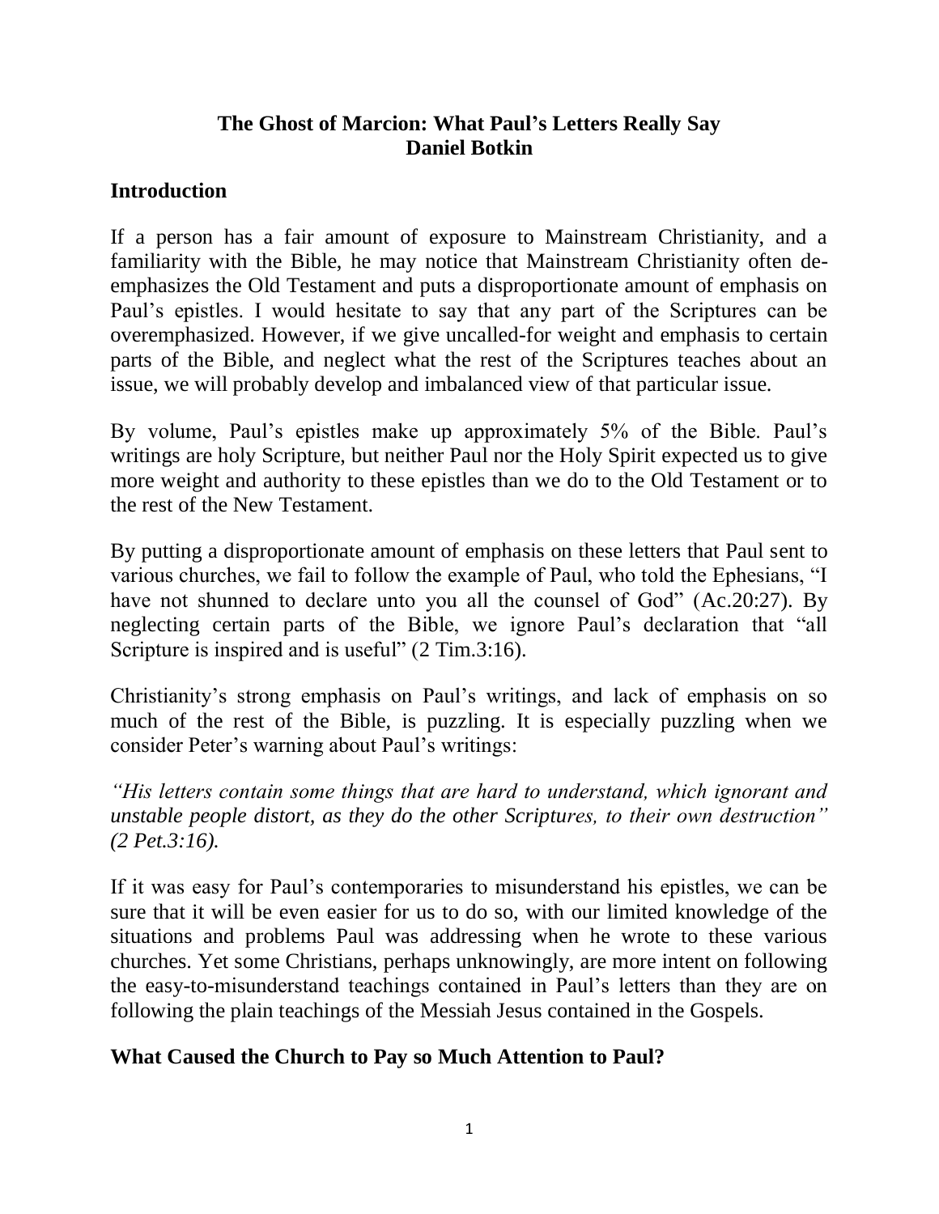# The Ghost of Marcion: What Paul's Letters Really Say

**Daniel Botkin**

## Introduction

If a person has a fair amount of exposure to Mainstream Christianity, and a familiarity with the Bible, he may notice that Mainstream Christianity often de-emphasizes the Old Testament and puts a disproportionate amount of emphasis on Paul's epistles. I would hesitate to say that any part of the Scriptures can be overemphasized. However, if we give uncalled-for weight and emphasis to certain parts of the Bible, and neglect what the rest of the Scriptures teaches about an issue, we will probably develop and imbalanced view of that particular issue.

By volume, Paul's epistles make up approximately 5% of the Bible. Paul's writings are holy Scripture, but neither Paul nor the Holy Spirit expected us to give more weight and authority to these epistles than we do to the Old Testament or to the rest of the New Testament.

By putting a disproportionate amount of emphasis on these letters that Paul sent to various churches, we fail to follow the example of Paul, who told the Ephesians, "I have not shunned to declare unto you all the counsel of God" (Ac.20:27). By neglecting certain parts of the Bible, we ignore Paul's declaration that "all Scripture is inspired and is useful" (2 Tim.3:16).

Christianity's strong emphasis on Paul's writings, and lack of emphasis on so much of the rest of the Bible, is puzzling. It is especially puzzling when we consider Peter's warning about Paul's writings:

*"His letters contain some things that are hard to understand, which ignorant and unstable people distort, as they do the other Scriptures, to their own destruction" (2 Pet.3:16).*

If it was easy for Paul's contemporaries to misunderstand his epistles, we can be sure that it will be even easier for us to do so, with our limited knowledge of the situations and problems Paul was addressing when he wrote to these various churches. Yet some Christians, perhaps unknowingly, are more intent on following the easy-to-misunderstand teachings contained in Paul's letters than they are on following the plain teachings of the Messiah Jesus contained in the Gospels.

## What Caused the Church to Pay so Much Attention to Paul?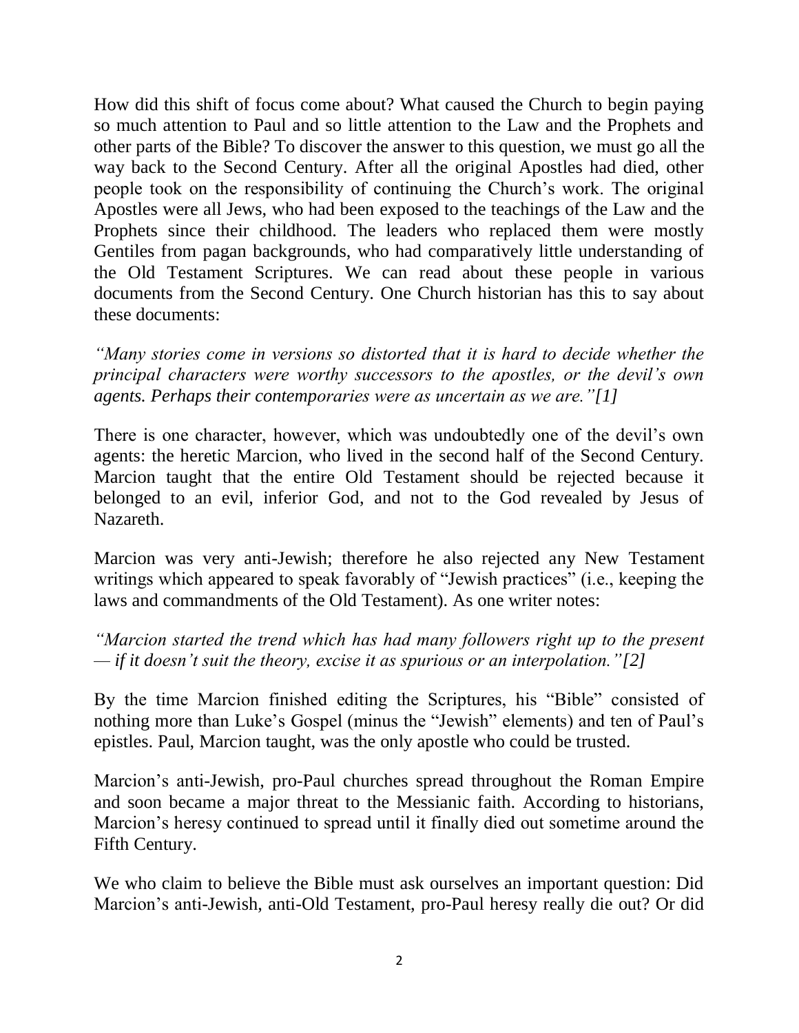How did this shift of focus come about? What caused the Church to begin paying so much attention to Paul and so little attention to the Law and the Prophets and other parts of the Bible? To discover the answer to this question, we must go all the way back to the Second Century. After all the original Apostles had died, other people took on the responsibility of continuing the Church's work. The original Apostles were all Jews, who had been exposed to the teachings of the Law and the Prophets since their childhood. The leaders who replaced them were mostly Gentiles from pagan backgrounds, who had comparatively little understanding of the Old Testament Scriptures. We can read about these people in various documents from the Second Century. One Church historian has this to say about these documents:

*"Many stories come in versions so distorted that it is hard to decide whether the principal characters were worthy successors to the apostles, or the devil's own agents. Perhaps their contemporaries were as uncertain as we are."[1]*

There is one character, however, which was undoubtedly one of the devil's own agents: the heretic Marcion, who lived in the second half of the Second Century. Marcion taught that the entire Old Testament should be rejected because it belonged to an evil, inferior God, and not to the God revealed by Jesus of Nazareth.

Marcion was very anti-Jewish; therefore he also rejected any New Testament writings which appeared to speak favorably of "Jewish practices" (i.e., keeping the laws and commandments of the Old Testament). As one writer notes:

*"Marcion started the trend which has had many followers right up to the present — if it doesn't suit the theory, excise it as spurious or an interpolation."[2]*

By the time Marcion finished editing the Scriptures, his "Bible" consisted of nothing more than Luke's Gospel (minus the "Jewish" elements) and ten of Paul's epistles. Paul, Marcion taught, was the only apostle who could be trusted.

Marcion's anti-Jewish, pro-Paul churches spread throughout the Roman Empire and soon became a major threat to the Messianic faith. According to historians, Marcion's heresy continued to spread until it finally died out sometime around the Fifth Century.

We who claim to believe the Bible must ask ourselves an important question: Did Marcion's anti-Jewish, anti-Old Testament, pro-Paul heresy really die out? Or did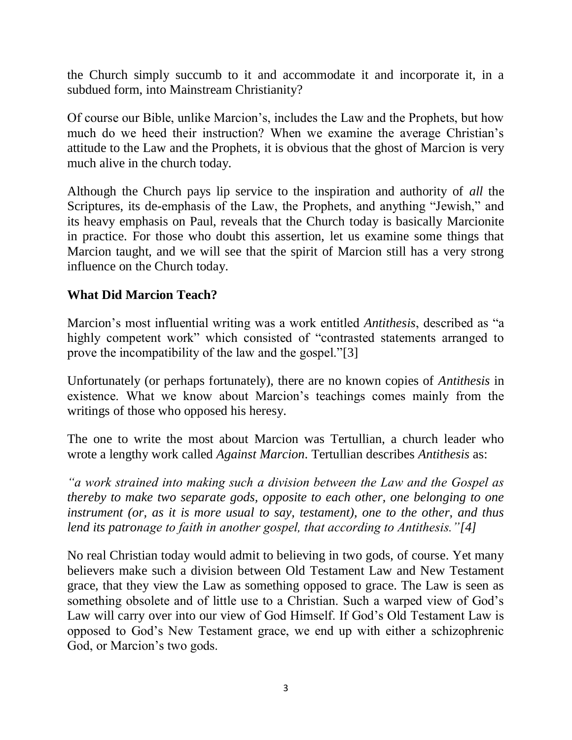the Church simply succumb to it and accommodate it and incorporate it, in a subdued form, into Mainstream Christianity?

Of course our Bible, unlike Marcion's, includes the Law and the Prophets, but how much do we heed their instruction? When we examine the average Christian's attitude to the Law and the Prophets, it is obvious that the ghost of Marcion is very much alive in the church today.

Although the Church pays lip service to the inspiration and authority of *all* the Scriptures, its de-emphasis of the Law, the Prophets, and anything "Jewish," and its heavy emphasis on Paul, reveals that the Church today is basically Marcionite in practice. For those who doubt this assertion, let us examine some things that Marcion taught, and we will see that the spirit of Marcion still has a very strong influence on the Church today.

## What Did Marcion Teach?

Marcion's most influential writing was a work entitled *Antithesis*, described as "a highly competent work" which consisted of "contrasted statements arranged to prove the incompatibility of the law and the gospel."[3]

Unfortunately (or perhaps fortunately), there are no known copies of *Antithesis* in existence. What we know about Marcion's teachings comes mainly from the writings of those who opposed his heresy.

The one to write the most about Marcion was Tertullian, a church leader who wrote a lengthy work called *Against Marcion*. Tertullian describes *Antithesis* as:

*"a work strained into making such a division between the Law and the Gospel as thereby to make two separate gods, opposite to each other, one belonging to one instrument (or, as it is more usual to say, testament), one to the other, and thus lend its patronage to faith in another gospel, that according to Antithesis."[4]*

No real Christian today would admit to believing in two gods, of course. Yet many believers make such a division between Old Testament Law and New Testament grace, that they view the Law as something opposed to grace. The Law is seen as something obsolete and of little use to a Christian. Such a warped view of God's Law will carry over into our view of God Himself. If God's Old Testament Law is opposed to God's New Testament grace, we end up with either a schizophrenic God, or Marcion's two gods.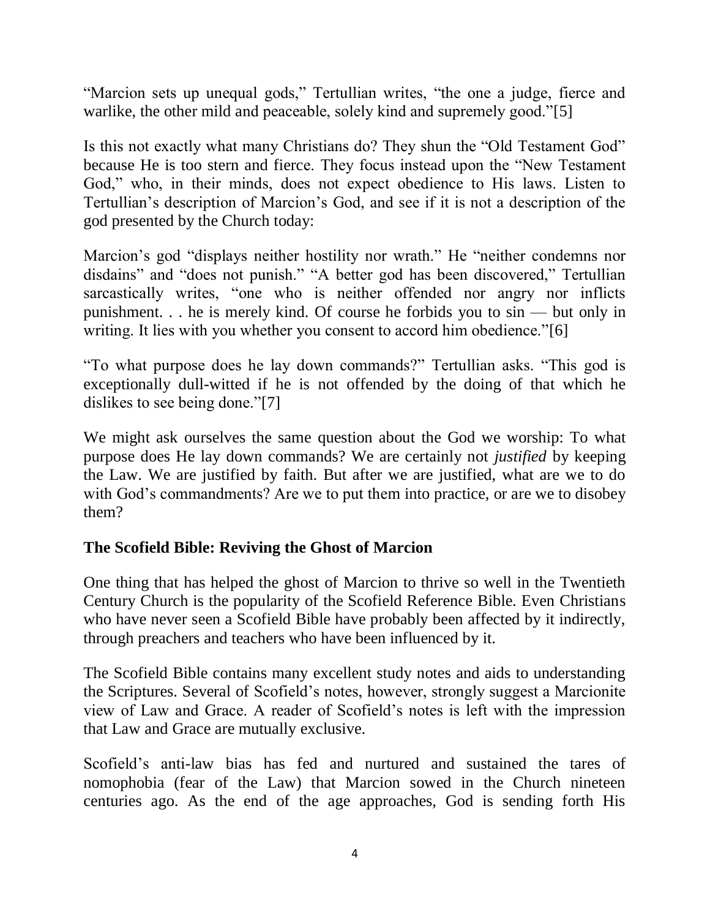“Marcion sets up unequal gods,” Tertullian writes, “the one a judge, fierce and warlike, the other mild and peaceable, solely kind and supremely good.”[5]

Is this not exactly what many Christians do? They shun the “Old Testament God” because He is too stern and fierce. They focus instead upon the “New Testament God,” who, in their minds, does not expect obedience to His laws. Listen to Tertullian’s description of Marcion’s God, and see if it is not a description of the god presented by the Church today:

Marcion’s god “displays neither hostility nor wrath.” He “neither condemns nor disdains” and “does not punish.” “A better god has been discovered,” Tertullian sarcastically writes, “one who is neither offended nor angry nor inflicts punishment. . . he is merely kind. Of course he forbids you to sin — but only in writing. It lies with you whether you consent to accord him obedience.”[6]

“To what purpose does he lay down commands?” Tertullian asks. “This god is exceptionally dull-witted if he is not offended by the doing of that which he dislikes to see being done.”[7]

We might ask ourselves the same question about the God we worship: To what purpose does He lay down commands? We are certainly not *justified* by keeping the Law. We are justified by faith. But after we are justified, what are we to do with God’s commandments? Are we to put them into practice, or are we to disobey them?

### The Scofield Bible: Reviving the Ghost of Marcion

One thing that has helped the ghost of Marcion to thrive so well in the Twentieth Century Church is the popularity of the Scofield Reference Bible. Even Christians who have never seen a Scofield Bible have probably been affected by it indirectly, through preachers and teachers who have been influenced by it.

The Scofield Bible contains many excellent study notes and aids to understanding the Scriptures. Several of Scofield’s notes, however, strongly suggest a Marcionite view of Law and Grace. A reader of Scofield’s notes is left with the impression that Law and Grace are mutually exclusive.

Scofield’s anti-law bias has fed and nurtured and sustained the tares of nomophobia (fear of the Law) that Marcion sowed in the Church nineteen centuries ago. As the end of the age approaches, God is sending forth His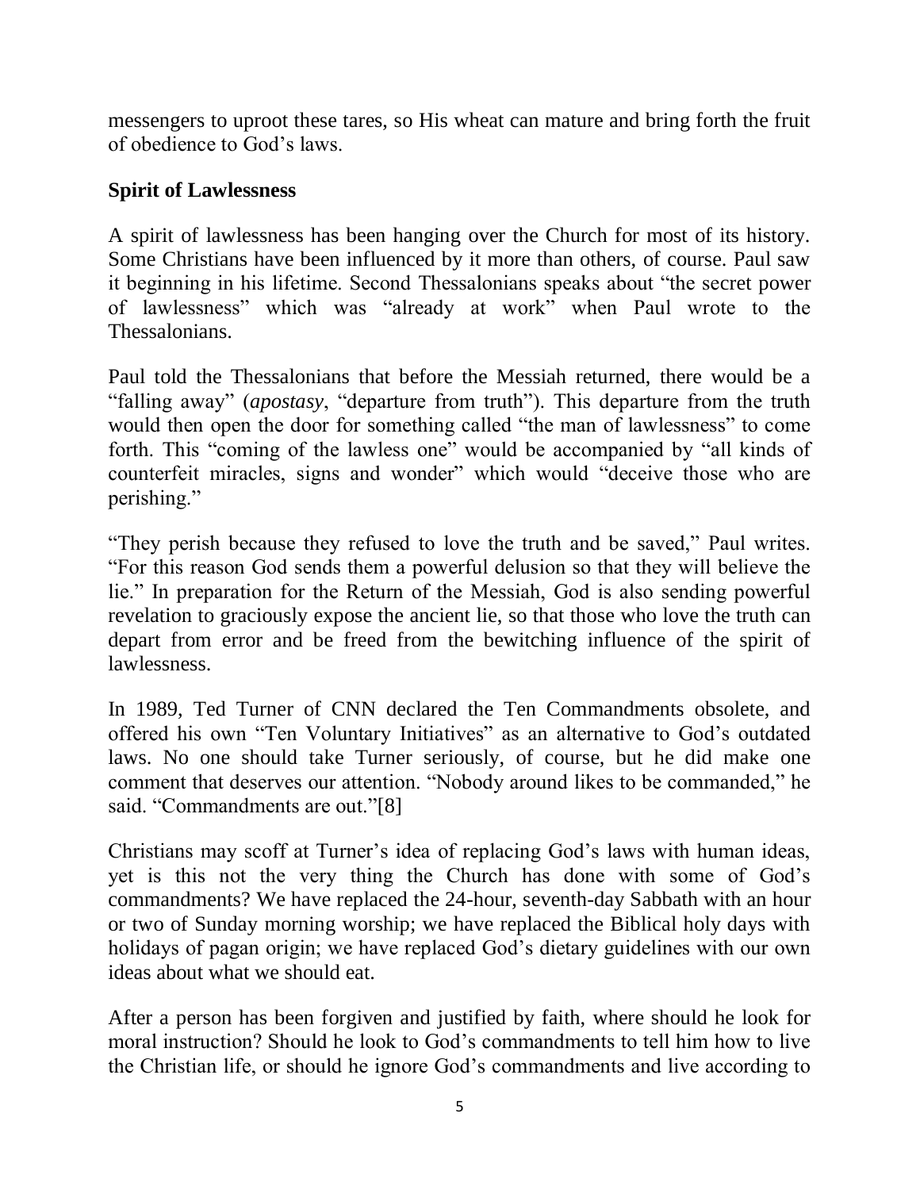messengers to uproot these tares, so His wheat can mature and bring forth the fruit of obedience to God's laws.

## Spirit of Lawlessness

A spirit of lawlessness has been hanging over the Church for most of its history. Some Christians have been influenced by it more than others, of course. Paul saw it beginning in his lifetime. Second Thessalonians speaks about "the secret power of lawlessness" which was "already at work" when Paul wrote to the Thessalonians.

Paul told the Thessalonians that before the Messiah returned, there would be a "falling away" (*apostasy*, "departure from truth"). This departure from the truth would then open the door for something called "the man of lawlessness" to come forth. This "coming of the lawless one" would be accompanied by "all kinds of counterfeit miracles, signs and wonder" which would "deceive those who are perishing."

"They perish because they refused to love the truth and be saved," Paul writes. "For this reason God sends them a powerful delusion so that they will believe the lie." In preparation for the Return of the Messiah, God is also sending powerful revelation to graciously expose the ancient lie, so that those who love the truth can depart from error and be freed from the bewitching influence of the spirit of lawlessness.

In 1989, Ted Turner of CNN declared the Ten Commandments obsolete, and offered his own "Ten Voluntary Initiatives" as an alternative to God's outdated laws. No one should take Turner seriously, of course, but he did make one comment that deserves our attention. "Nobody around likes to be commanded," he said. "Commandments are out."[8]

Christians may scoff at Turner's idea of replacing God's laws with human ideas, yet is this not the very thing the Church has done with some of God's commandments? We have replaced the 24-hour, seventh-day Sabbath with an hour or two of Sunday morning worship; we have replaced the Biblical holy days with holidays of pagan origin; we have replaced God's dietary guidelines with our own ideas about what we should eat.

After a person has been forgiven and justified by faith, where should he look for moral instruction? Should he look to God's commandments to tell him how to live the Christian life, or should he ignore God's commandments and live according to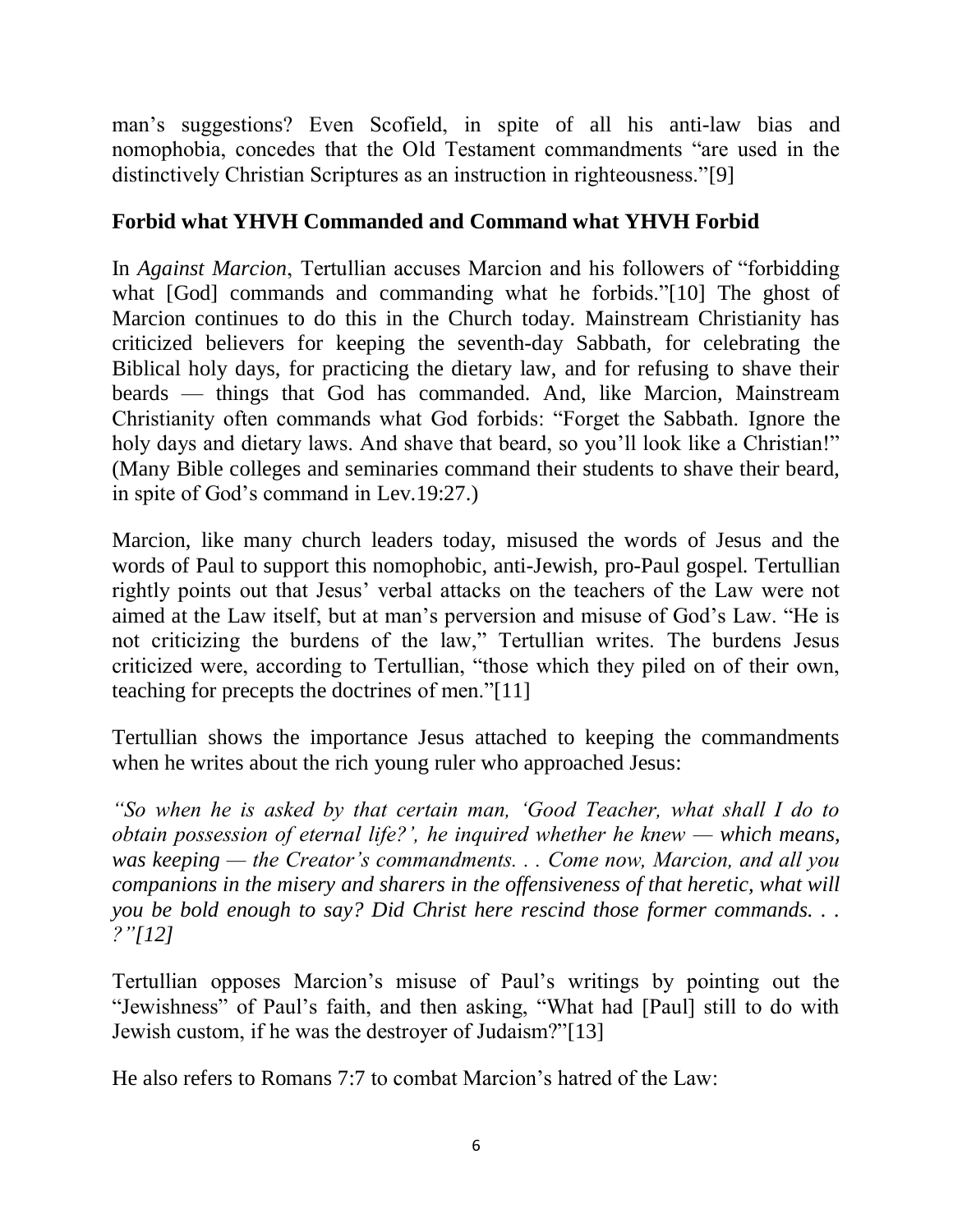man's suggestions? Even Scofield, in spite of all his anti-law bias and nomophobia, concedes that the Old Testament commandments "are used in the distinctively Christian Scriptures as an instruction in righteousness."[9]

## Forbid what YHVH Commanded and Command what YHVH Forbid

In *Against Marcion*, Tertullian accuses Marcion and his followers of "forbidding what [God] commands and commanding what he forbids."[10] The ghost of Marcion continues to do this in the Church today. Mainstream Christianity has criticized believers for keeping the seventh-day Sabbath, for celebrating the Biblical holy days, for practicing the dietary law, and for refusing to shave their beards — things that God has commanded. And, like Marcion, Mainstream Christianity often commands what God forbids: "Forget the Sabbath. Ignore the holy days and dietary laws. And shave that beard, so you'll look like a Christian!" (Many Bible colleges and seminaries command their students to shave their beard, in spite of God's command in Lev.19:27.)

Marcion, like many church leaders today, misused the words of Jesus and the words of Paul to support this nomophobic, anti-Jewish, pro-Paul gospel. Tertullian rightly points out that Jesus' verbal attacks on the teachers of the Law were not aimed at the Law itself, but at man's perversion and misuse of God's Law. "He is not criticizing the burdens of the law," Tertullian writes. The burdens Jesus criticized were, according to Tertullian, "those which they piled on of their own, teaching for precepts the doctrines of men."[11]

Tertullian shows the importance Jesus attached to keeping the commandments when he writes about the rich young ruler who approached Jesus:

*"So when he is asked by that certain man, 'Good Teacher, what shall I do to obtain possession of eternal life?', he inquired whether he knew — which means, was keeping — the Creator's commandments. . . Come now, Marcion, and all you companions in the misery and sharers in the offensiveness of that heretic, what will you be bold enough to say? Did Christ here rescind those former commands. . . ?"[12]*

Tertullian opposes Marcion's misuse of Paul's writings by pointing out the "Jewishness" of Paul's faith, and then asking, "What had [Paul] still to do with Jewish custom, if he was the destroyer of Judaism?"[13]

He also refers to Romans 7:7 to combat Marcion's hatred of the Law: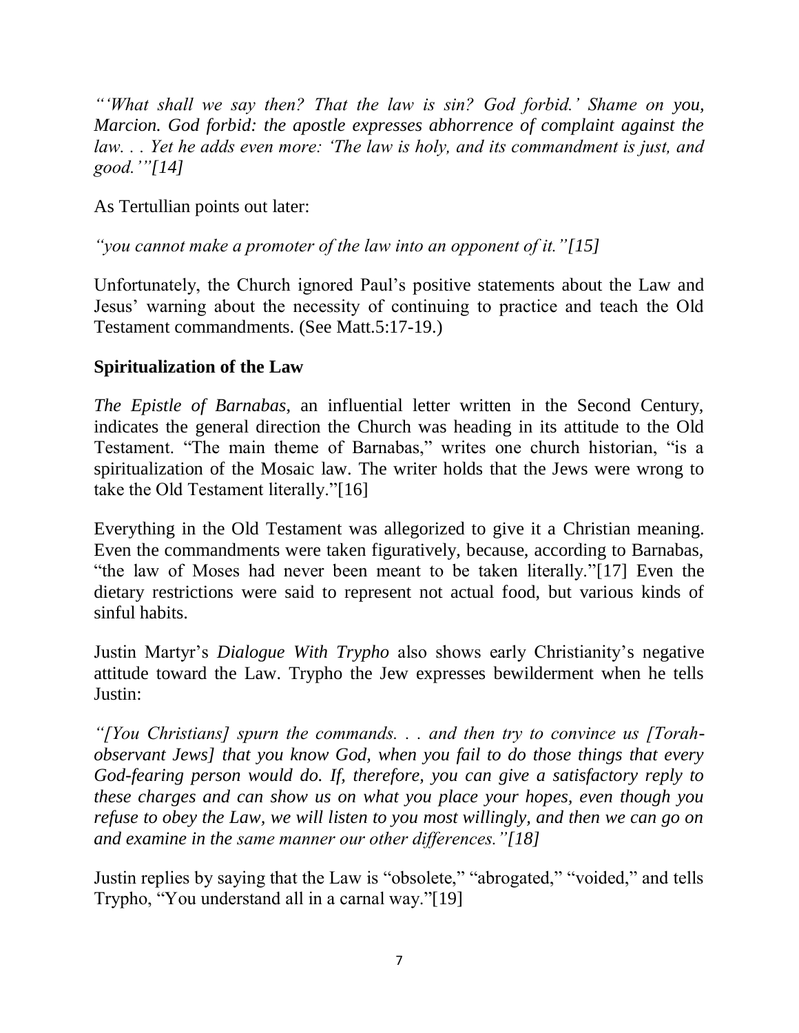*"'What shall we say then? That the law is sin? God forbid.' Shame on you, Marcion. God forbid: the apostle expresses abhorrence of complaint against the law. . . Yet he adds even more: 'The law is holy, and its commandment is just, and good.'"[14]*

As Tertullian points out later:

*"you cannot make a promoter of the law into an opponent of it."[15]*

Unfortunately, the Church ignored Paul's positive statements about the Law and Jesus' warning about the necessity of continuing to practice and teach the Old Testament commandments. (See Matt.5:17-19.)

**Spiritualization of the Law**

*The Epistle of Barnabas*, an influential letter written in the Second Century, indicates the general direction the Church was heading in its attitude to the Old Testament. "The main theme of Barnabas," writes one church historian, "is a spiritualization of the Mosaic law. The writer holds that the Jews were wrong to take the Old Testament literally."[16]

Everything in the Old Testament was allegorized to give it a Christian meaning. Even the commandments were taken figuratively, because, according to Barnabas, "the law of Moses had never been meant to be taken literally."[17] Even the dietary restrictions were said to represent not actual food, but various kinds of sinful habits.

Justin Martyr's *Dialogue With Trypho* also shows early Christianity's negative attitude toward the Law. Trypho the Jew expresses bewilderment when he tells Justin:

*"[You Christians] spurn the commands. . . and then try to convince us [Torah-observant Jews] that you know God, when you fail to do those things that every God-fearing person would do. If, therefore, you can give a satisfactory reply to these charges and can show us on what you place your hopes, even though you refuse to obey the Law, we will listen to you most willingly, and then we can go on and examine in the same manner our other differences."[18]*

Justin replies by saying that the Law is "obsolete," "abrogated," "voided," and tells Trypho, "You understand all in a carnal way."[19]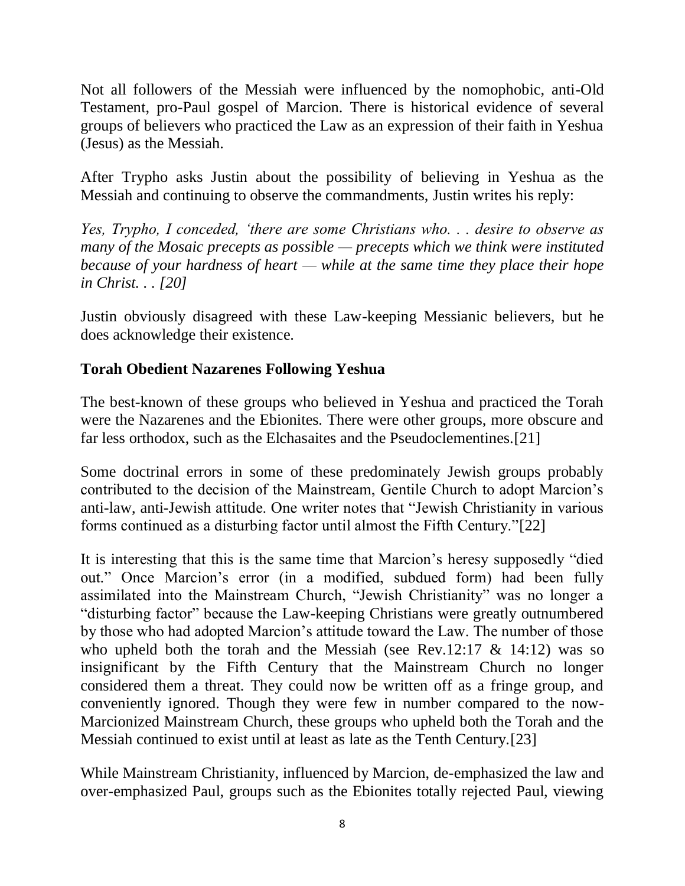Not all followers of the Messiah were influenced by the nomophobic, anti-Old Testament, pro-Paul gospel of Marcion. There is historical evidence of several groups of believers who practiced the Law as an expression of their faith in Yeshua (Jesus) as the Messiah.

After Trypho asks Justin about the possibility of believing in Yeshua as the Messiah and continuing to observe the commandments, Justin writes his reply:

*Yes, Trypho, I conceded, 'there are some Christians who. . . desire to observe as many of the Mosaic precepts as possible — precepts which we think were instituted because of your hardness of heart — while at the same time they place their hope in Christ. . . [20]*

Justin obviously disagreed with these Law-keeping Messianic believers, but he does acknowledge their existence.

### Torah Obedient Nazarenes Following Yeshua

The best-known of these groups who believed in Yeshua and practiced the Torah were the Nazarenes and the Ebionites. There were other groups, more obscure and far less orthodox, such as the Elchasaites and the Pseudoclementines.[21]

Some doctrinal errors in some of these predominately Jewish groups probably contributed to the decision of the Mainstream, Gentile Church to adopt Marcion's anti-law, anti-Jewish attitude. One writer notes that "Jewish Christianity in various forms continued as a disturbing factor until almost the Fifth Century."[22]

It is interesting that this is the same time that Marcion's heresy supposedly "died out." Once Marcion's error (in a modified, subdued form) had been fully assimilated into the Mainstream Church, "Jewish Christianity" was no longer a "disturbing factor" because the Law-keeping Christians were greatly outnumbered by those who had adopted Marcion's attitude toward the Law. The number of those who upheld both the torah and the Messiah (see Rev.12:17 & 14:12) was so insignificant by the Fifth Century that the Mainstream Church no longer considered them a threat. They could now be written off as a fringe group, and conveniently ignored. Though they were few in number compared to the now-Marcionized Mainstream Church, these groups who upheld both the Torah and the Messiah continued to exist until at least as late as the Tenth Century.[23]

While Mainstream Christianity, influenced by Marcion, de-emphasized the law and over-emphasized Paul, groups such as the Ebionites totally rejected Paul, viewing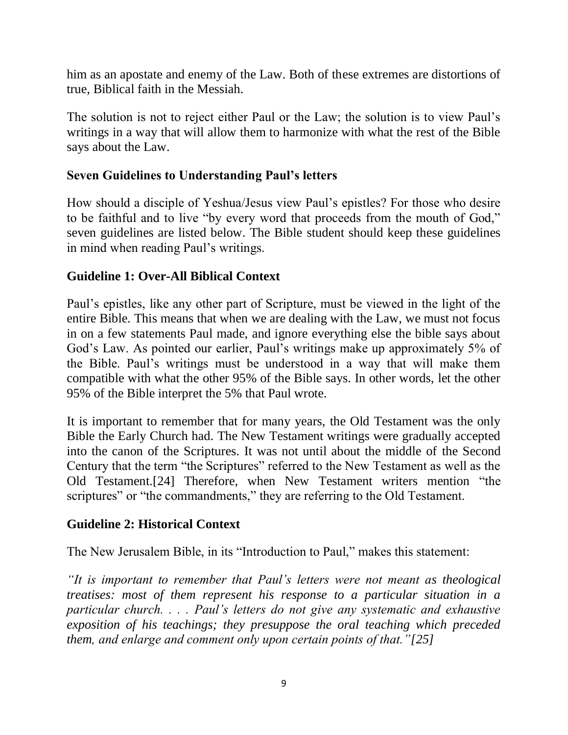him as an apostate and enemy of the Law. Both of these extremes are distortions of true, Biblical faith in the Messiah.

The solution is not to reject either Paul or the Law; the solution is to view Paul's writings in a way that will allow them to harmonize with what the rest of the Bible says about the Law.

### Seven Guidelines to Understanding Paul's letters

How should a disciple of Yeshua/Jesus view Paul's epistles? For those who desire to be faithful and to live "by every word that proceeds from the mouth of God," seven guidelines are listed below. The Bible student should keep these guidelines in mind when reading Paul's writings.

### Guideline 1: Over-All Biblical Context

Paul's epistles, like any other part of Scripture, must be viewed in the light of the entire Bible. This means that when we are dealing with the Law, we must not focus in on a few statements Paul made, and ignore everything else the bible says about God's Law. As pointed our earlier, Paul's writings make up approximately 5% of the Bible. Paul's writings must be understood in a way that will make them compatible with what the other 95% of the Bible says. In other words, let the other 95% of the Bible interpret the 5% that Paul wrote.

It is important to remember that for many years, the Old Testament was the only Bible the Early Church had. The New Testament writings were gradually accepted into the canon of the Scriptures. It was not until about the middle of the Second Century that the term "the Scriptures" referred to the New Testament as well as the Old Testament.[24] Therefore, when New Testament writers mention "the scriptures" or "the commandments," they are referring to the Old Testament.

### Guideline 2: Historical Context

The New Jerusalem Bible, in its "Introduction to Paul," makes this statement:

*"It is important to remember that Paul's letters were not meant as theological treatises: most of them represent his response to a particular situation in a particular church. . . . Paul's letters do not give any systematic and exhaustive exposition of his teachings; they presuppose the oral teaching which preceded them, and enlarge and comment only upon certain points of that."[25]*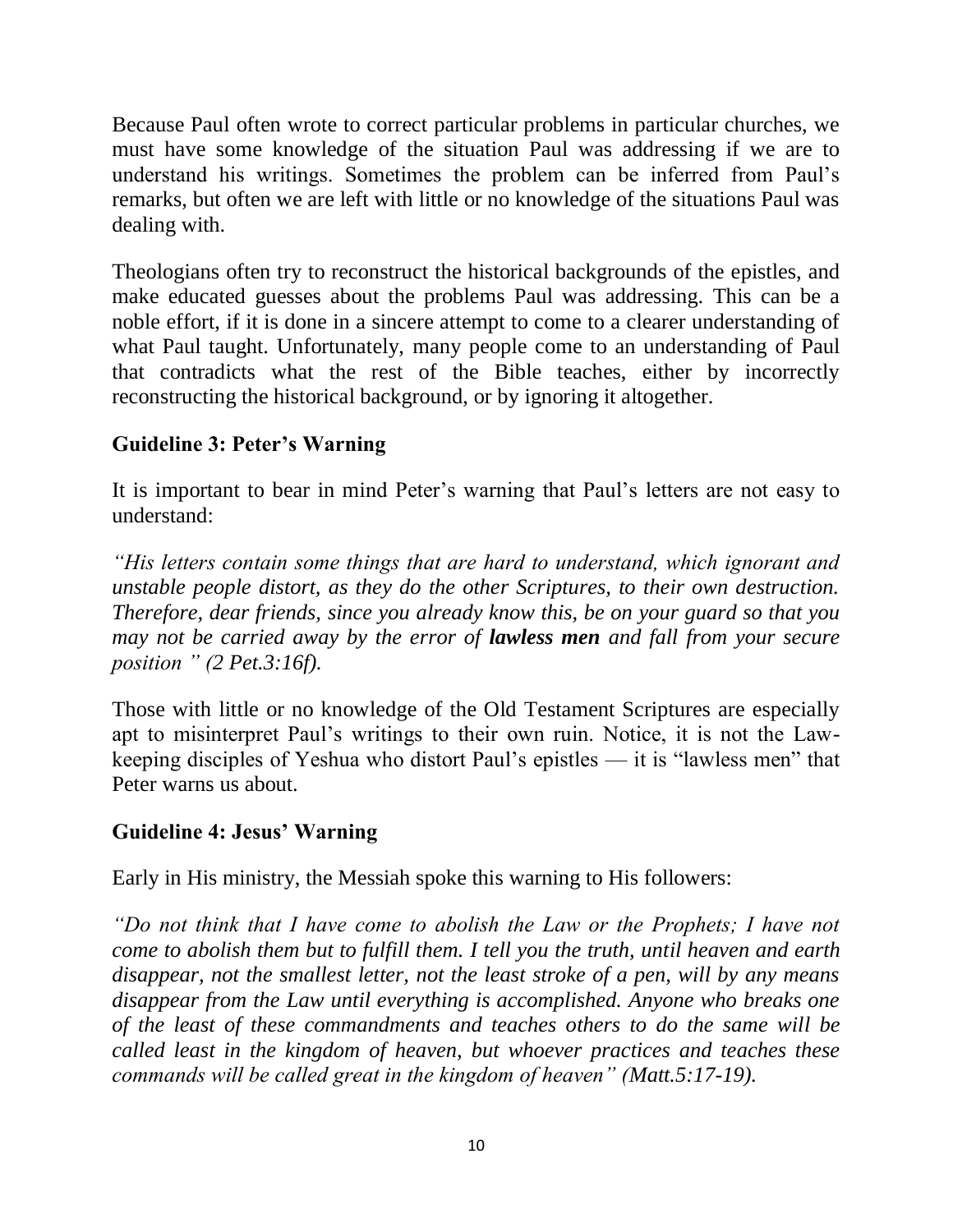Because Paul often wrote to correct particular problems in particular churches, we must have some knowledge of the situation Paul was addressing if we are to understand his writings. Sometimes the problem can be inferred from Paul's remarks, but often we are left with little or no knowledge of the situations Paul was dealing with.

Theologians often try to reconstruct the historical backgrounds of the epistles, and make educated guesses about the problems Paul was addressing. This can be a noble effort, if it is done in a sincere attempt to come to a clearer understanding of what Paul taught. Unfortunately, many people come to an understanding of Paul that contradicts what the rest of the Bible teaches, either by incorrectly reconstructing the historical background, or by ignoring it altogether.

### Guideline 3: Peter's Warning

It is important to bear in mind Peter's warning that Paul's letters are not easy to understand:

*"His letters contain some things that are hard to understand, which ignorant and unstable people distort, as they do the other Scriptures, to their own destruction. Therefore, dear friends, since you already know this, be on your guard so that you may not be carried away by the error of **lawless men** and fall from your secure position " (2 Pet.3:16f).*

Those with little or no knowledge of the Old Testament Scriptures are especially apt to misinterpret Paul's writings to their own ruin. Notice, it is not the Law-keeping disciples of Yeshua who distort Paul's epistles — it is "lawless men" that Peter warns us about.

### Guideline 4: Jesus' Warning

Early in His ministry, the Messiah spoke this warning to His followers:

*"Do not think that I have come to abolish the Law or the Prophets; I have not come to abolish them but to fulfill them. I tell you the truth, until heaven and earth disappear, not the smallest letter, not the least stroke of a pen, will by any means disappear from the Law until everything is accomplished. Anyone who breaks one of the least of these commandments and teaches others to do the same will be called least in the kingdom of heaven, but whoever practices and teaches these commands will be called great in the kingdom of heaven" (Matt.5:17-19).*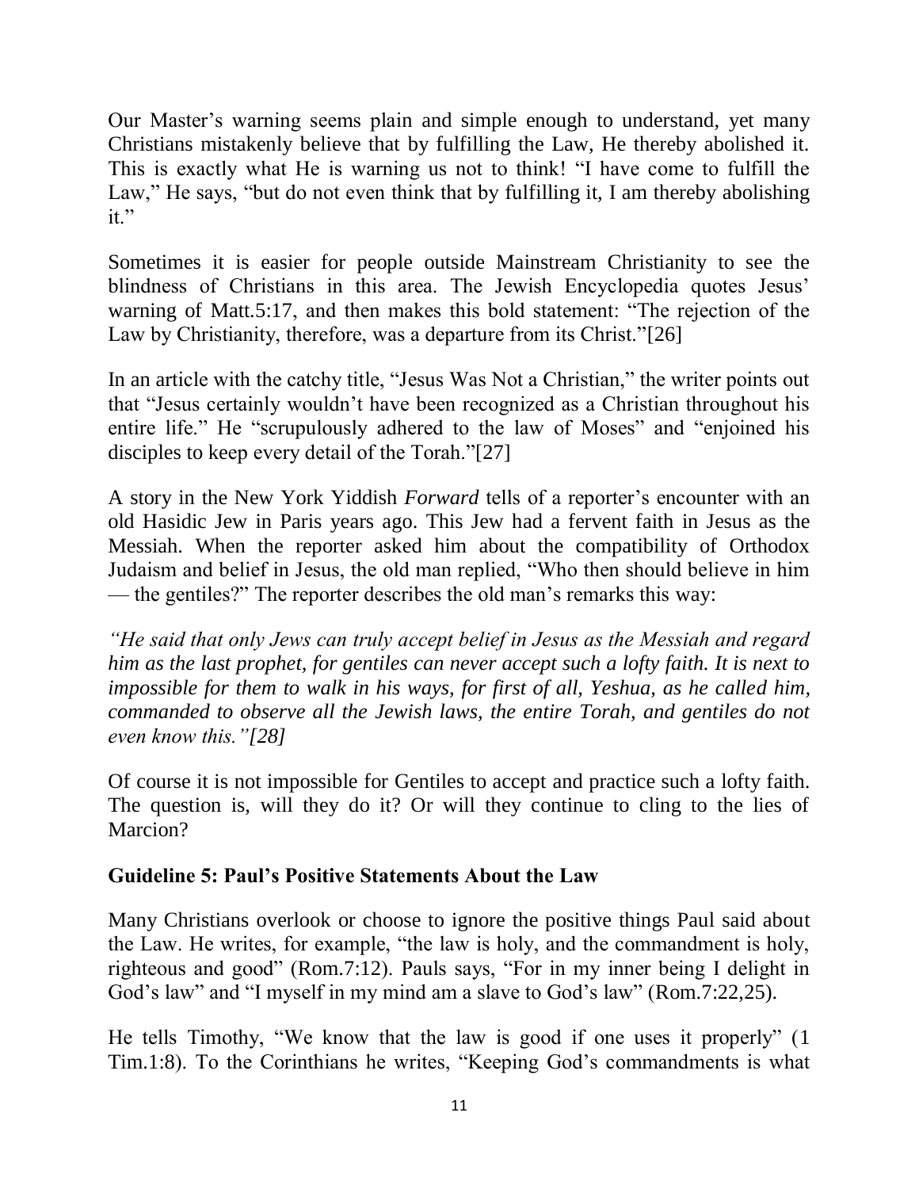Our Master's warning seems plain and simple enough to understand, yet many Christians mistakenly believe that by fulfilling the Law, He thereby abolished it. This is exactly what He is warning us not to think! "I have come to fulfill the Law," He says, "but do not even think that by fulfilling it, I am thereby abolishing it."

Sometimes it is easier for people outside Mainstream Christianity to see the blindness of Christians in this area. The Jewish Encyclopedia quotes Jesus' warning of Matt.5:17, and then makes this bold statement: "The rejection of the Law by Christianity, therefore, was a departure from its Christ."[26]

In an article with the catchy title, "Jesus Was Not a Christian," the writer points out that "Jesus certainly wouldn't have been recognized as a Christian throughout his entire life." He "scrupulously adhered to the law of Moses" and "enjoined his disciples to keep every detail of the Torah."[27]

A story in the New York Yiddish *Forward* tells of a reporter's encounter with an old Hasidic Jew in Paris years ago. This Jew had a fervent faith in Jesus as the Messiah. When the reporter asked him about the compatibility of Orthodox Judaism and belief in Jesus, the old man replied, "Who then should believe in him — the gentiles?" The reporter describes the old man's remarks this way:

*"He said that only Jews can truly accept belief in Jesus as the Messiah and regard him as the last prophet, for gentiles can never accept such a lofty faith. It is next to impossible for them to walk in his ways, for first of all, Yeshua, as he called him, commanded to observe all the Jewish laws, the entire Torah, and gentiles do not even know this."[28]*

Of course it is not impossible for Gentiles to accept and practice such a lofty faith. The question is, will they do it? Or will they continue to cling to the lies of Marcion?

**Guideline 5: Paul's Positive Statements About the Law**

Many Christians overlook or choose to ignore the positive things Paul said about the Law. He writes, for example, "the law is holy, and the commandment is holy, righteous and good" (Rom.7:12). Pauls says, "For in my inner being I delight in God's law" and "I myself in my mind am a slave to God's law" (Rom.7:22,25).

He tells Timothy, "We know that the law is good if one uses it properly" (1 Tim.1:8). To the Corinthians he writes, "Keeping God's commandments is what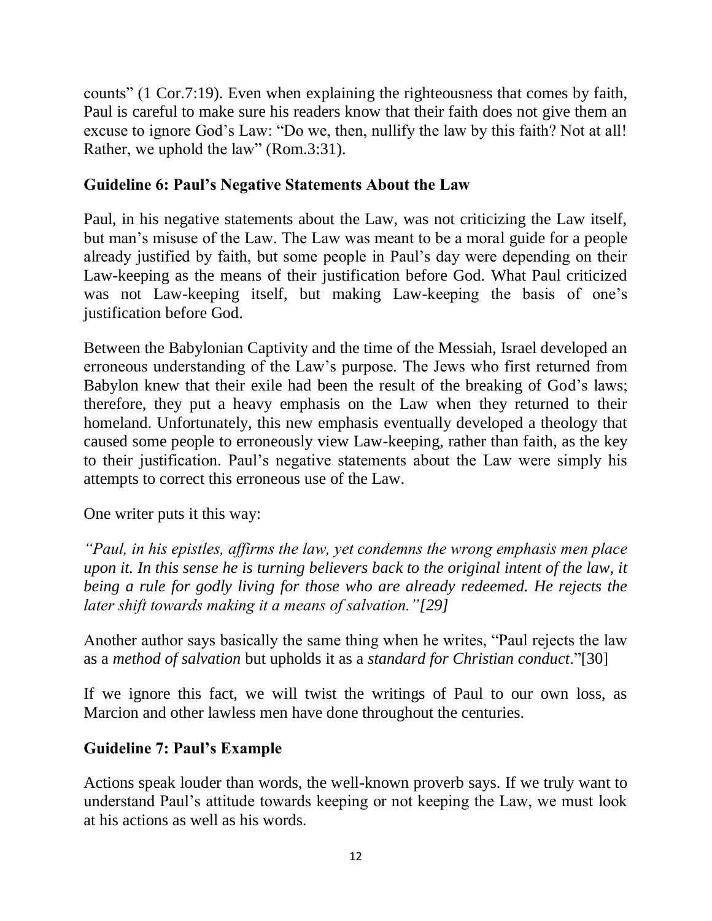counts" (1 Cor.7:19). Even when explaining the righteousness that comes by faith, Paul is careful to make sure his readers know that their faith does not give them an excuse to ignore God's Law: "Do we, then, nullify the law by this faith? Not at all! Rather, we uphold the law" (Rom.3:31).

### Guideline 6: Paul's Negative Statements About the Law

Paul, in his negative statements about the Law, was not criticizing the Law itself, but man's misuse of the Law. The Law was meant to be a moral guide for a people already justified by faith, but some people in Paul's day were depending on their Law-keeping as the means of their justification before God. What Paul criticized was not Law-keeping itself, but making Law-keeping the basis of one's justification before God.

Between the Babylonian Captivity and the time of the Messiah, Israel developed an erroneous understanding of the Law's purpose. The Jews who first returned from Babylon knew that their exile had been the result of the breaking of God's laws; therefore, they put a heavy emphasis on the Law when they returned to their homeland. Unfortunately, this new emphasis eventually developed a theology that caused some people to erroneously view Law-keeping, rather than faith, as the key to their justification. Paul's negative statements about the Law were simply his attempts to correct this erroneous use of the Law.

One writer puts it this way:

*"Paul, in his epistles, affirms the law, yet condemns the wrong emphasis men place upon it. In this sense he is turning believers back to the original intent of the law, it being a rule for godly living for those who are already redeemed. He rejects the later shift towards making it a means of salvation."[29]*

Another author says basically the same thing when he writes, "Paul rejects the law as a *method of salvation* but upholds it as a *standard for Christian conduct*."[30]

If we ignore this fact, we will twist the writings of Paul to our own loss, as Marcion and other lawless men have done throughout the centuries.

### Guideline 7: Paul's Example

Actions speak louder than words, the well-known proverb says. If we truly want to understand Paul's attitude towards keeping or not keeping the Law, we must look at his actions as well as his words.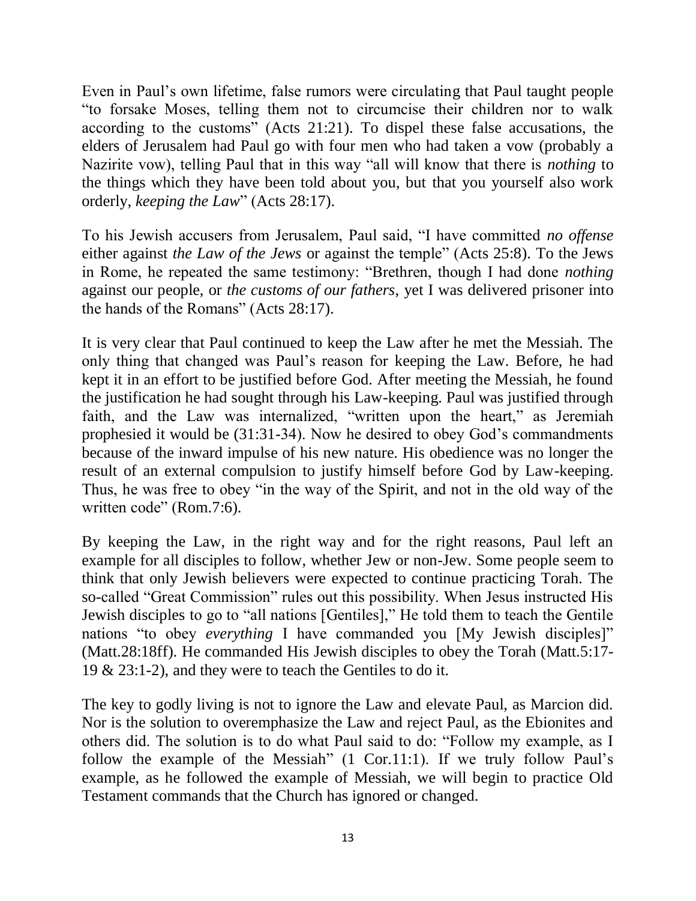Even in Paul's own lifetime, false rumors were circulating that Paul taught people "to forsake Moses, telling them not to circumcise their children nor to walk according to the customs" (Acts 21:21). To dispel these false accusations, the elders of Jerusalem had Paul go with four men who had taken a vow (probably a Nazirite vow), telling Paul that in this way "all will know that there is *nothing* to the things which they have been told about you, but that you yourself also work orderly, *keeping the Law*" (Acts 28:17).

To his Jewish accusers from Jerusalem, Paul said, "I have committed *no offense* either against *the Law of the Jews* or against the temple" (Acts 25:8). To the Jews in Rome, he repeated the same testimony: "Brethren, though I had done *nothing* against our people, or *the customs of our fathers*, yet I was delivered prisoner into the hands of the Romans" (Acts 28:17).

It is very clear that Paul continued to keep the Law after he met the Messiah. The only thing that changed was Paul's reason for keeping the Law. Before, he had kept it in an effort to be justified before God. After meeting the Messiah, he found the justification he had sought through his Law-keeping. Paul was justified through faith, and the Law was internalized, "written upon the heart," as Jeremiah prophesied it would be (31:31-34). Now he desired to obey God's commandments because of the inward impulse of his new nature. His obedience was no longer the result of an external compulsion to justify himself before God by Law-keeping. Thus, he was free to obey "in the way of the Spirit, and not in the old way of the written code" (Rom.7:6).

By keeping the Law, in the right way and for the right reasons, Paul left an example for all disciples to follow, whether Jew or non-Jew. Some people seem to think that only Jewish believers were expected to continue practicing Torah. The so-called "Great Commission" rules out this possibility. When Jesus instructed His Jewish disciples to go to "all nations [Gentiles]," He told them to teach the Gentile nations "to obey *everything* I have commanded you [My Jewish disciples]" (Matt.28:18ff). He commanded His Jewish disciples to obey the Torah (Matt.5:17-19 & 23:1-2), and they were to teach the Gentiles to do it.

The key to godly living is not to ignore the Law and elevate Paul, as Marcion did. Nor is the solution to overemphasize the Law and reject Paul, as the Ebionites and others did. The solution is to do what Paul said to do: "Follow my example, as I follow the example of the Messiah" (1 Cor.11:1). If we truly follow Paul's example, as he followed the example of Messiah, we will begin to practice Old Testament commands that the Church has ignored or changed.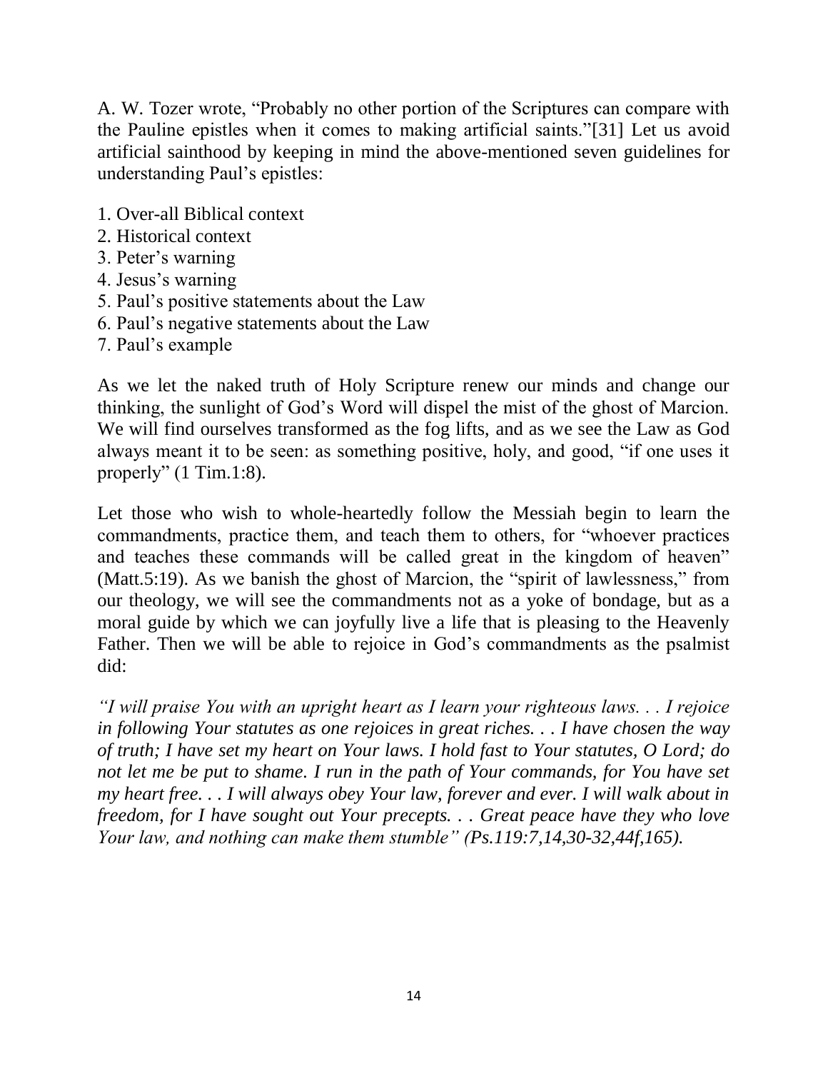A. W. Tozer wrote, “Probably no other portion of the Scriptures can compare with the Pauline epistles when it comes to making artificial saints.”[31] Let us avoid artificial sainthood by keeping in mind the above-mentioned seven guidelines for understanding Paul’s epistles:

1. Over-all Biblical context
2. Historical context
3. Peter’s warning
4. Jesus’s warning
5. Paul’s positive statements about the Law
6. Paul’s negative statements about the Law
7. Paul’s example

As we let the naked truth of Holy Scripture renew our minds and change our thinking, the sunlight of God’s Word will dispel the mist of the ghost of Marcion. We will find ourselves transformed as the fog lifts, and as we see the Law as God always meant it to be seen: as something positive, holy, and good, “if one uses it properly” (1 Tim.1:8).

Let those who wish to whole-heartedly follow the Messiah begin to learn the commandments, practice them, and teach them to others, for “whoever practices and teaches these commands will be called great in the kingdom of heaven” (Matt.5:19). As we banish the ghost of Marcion, the “spirit of lawlessness,” from our theology, we will see the commandments not as a yoke of bondage, but as a moral guide by which we can joyfully live a life that is pleasing to the Heavenly Father. Then we will be able to rejoice in God’s commandments as the psalmist did:

*“I will praise You with an upright heart as I learn your righteous laws. . . I rejoice in following Your statutes as one rejoices in great riches. . . I have chosen the way of truth; I have set my heart on Your laws. I hold fast to Your statutes, O Lord; do not let me be put to shame. I run in the path of Your commands, for You have set my heart free. . . I will always obey Your law, forever and ever. I will walk about in freedom, for I have sought out Your precepts. . . Great peace have they who love Your law, and nothing can make them stumble” (Ps.119:7,14,30-32,44f,165).*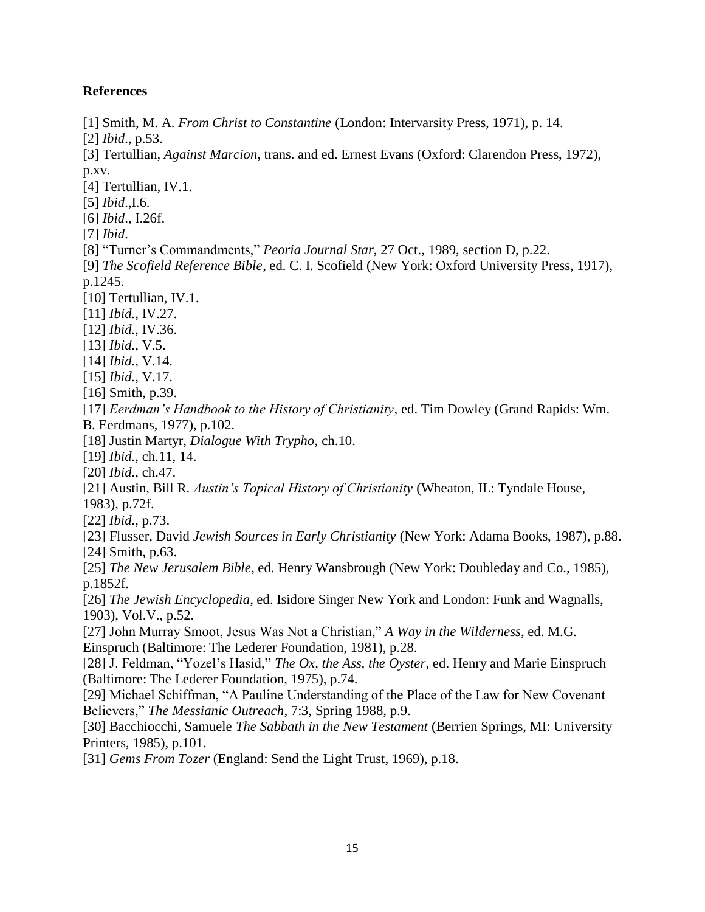**References**

[1] Smith, M. A. *From Christ to Constantine* (London: Intervarsity Press, 1971), p. 14.
[2] *Ibid*., p.53.
[3] Tertullian, *Against Marcion*, trans. and ed. Ernest Evans (Oxford: Clarendon Press, 1972), p.xv.
[4] Tertullian, IV.1.
[5] *Ibid*.,I.6.
[6] *Ibid*., I.26f.
[7] *Ibid*.
[8] "Turner's Commandments," *Peoria Journal Star*, 27 Oct., 1989, section D, p.22.
[9] *The Scofield Reference Bible*, ed. C. I. Scofield (New York: Oxford University Press, 1917), p.1245.
[10] Tertullian, IV.1.
[11] *Ibid.*, IV.27.
[12] *Ibid.*, IV.36.
[13] *Ibid.*, V.5.
[14] *Ibid.*, V.14.
[15] *Ibid.*, V.17.
[16] Smith, p.39.
[17] *Eerdman's Handbook to the History of Christianity*, ed. Tim Dowley (Grand Rapids: Wm. B. Eerdmans, 1977), p.102.
[18] Justin Martyr, *Dialogue With Trypho*, ch.10.
[19] *Ibid.*, ch.11, 14.
[20] *Ibid.*, ch.47.
[21] Austin, Bill R. *Austin's Topical History of Christianity* (Wheaton, IL: Tyndale House, 1983), p.72f.
[22] *Ibid.*, p.73.
[23] Flusser, David *Jewish Sources in Early Christianity* (New York: Adama Books, 1987), p.88.
[24] Smith, p.63.
[25] *The New Jerusalem Bible*, ed. Henry Wansbrough (New York: Doubleday and Co., 1985), p.1852f.
[26] *The Jewish Encyclopedia*, ed. Isidore Singer New York and London: Funk and Wagnalls, 1903), Vol.V., p.52.
[27] John Murray Smoot, Jesus Was Not a Christian," *A Way in the Wilderness*, ed. M.G. Einspruch (Baltimore: The Lederer Foundation, 1981), p.28.
[28] J. Feldman, "Yozel's Hasid," *The Ox, the Ass, the Oyster*, ed. Henry and Marie Einspruch (Baltimore: The Lederer Foundation, 1975), p.74.
[29] Michael Schiffman, "A Pauline Understanding of the Place of the Law for New Covenant Believers," *The Messianic Outreach*, 7:3, Spring 1988, p.9.
[30] Bacchiocchi, Samuele *The Sabbath in the New Testament* (Berrien Springs, MI: University Printers, 1985), p.101.
[31] *Gems From Tozer* (England: Send the Light Trust, 1969), p.18.